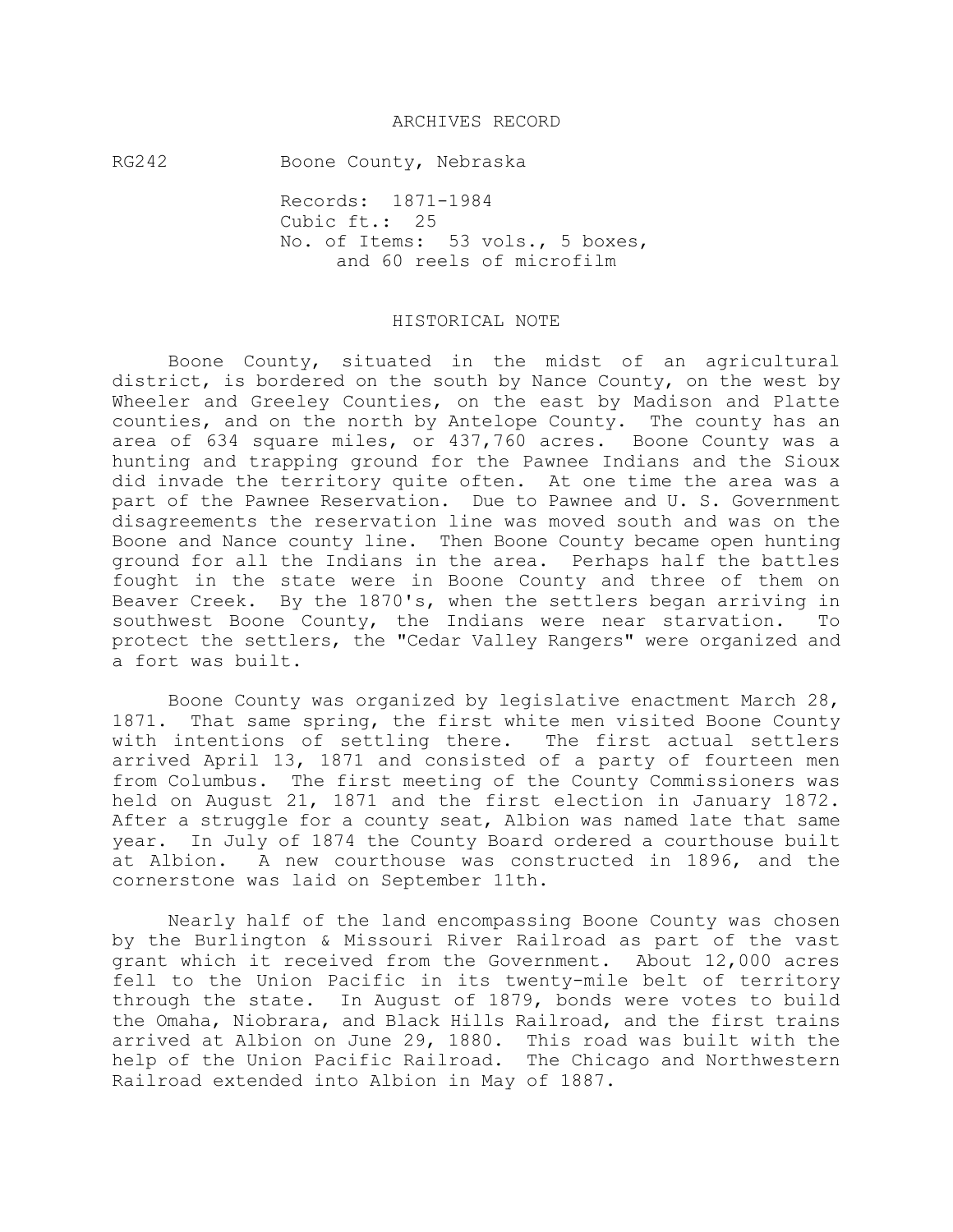# ARCHIVES RECORD

RG242 Boone County, Nebraska

Records: 1871-1984
Cubic ft.: 25
No. of Items: 53 vols., 5 boxes, and 60 reels of microfilm

## HISTORICAL NOTE

Boone County, situated in the midst of an agricultural district, is bordered on the south by Nance County, on the west by Wheeler and Greeley Counties, on the east by Madison and Platte counties, and on the north by Antelope County. The county has an area of 634 square miles, or 437,760 acres. Boone County was a hunting and trapping ground for the Pawnee Indians and the Sioux did invade the territory quite often. At one time the area was a part of the Pawnee Reservation. Due to Pawnee and U. S. Government disagreements the reservation line was moved south and was on the Boone and Nance county line. Then Boone County became open hunting ground for all the Indians in the area. Perhaps half the battles fought in the state were in Boone County and three of them on Beaver Creek. By the 1870's, when the settlers began arriving in southwest Boone County, the Indians were near starvation. To protect the settlers, the "Cedar Valley Rangers" were organized and a fort was built.

Boone County was organized by legislative enactment March 28, 1871. That same spring, the first white men visited Boone County with intentions of settling there. The first actual settlers arrived April 13, 1871 and consisted of a party of fourteen men from Columbus. The first meeting of the County Commissioners was held on August 21, 1871 and the first election in January 1872. After a struggle for a county seat, Albion was named late that same year. In July of 1874 the County Board ordered a courthouse built at Albion. A new courthouse was constructed in 1896, and the cornerstone was laid on September 11th.

Nearly half of the land encompassing Boone County was chosen by the Burlington & Missouri River Railroad as part of the vast grant which it received from the Government. About 12,000 acres fell to the Union Pacific in its twenty-mile belt of territory through the state. In August of 1879, bonds were votes to build the Omaha, Niobrara, and Black Hills Railroad, and the first trains arrived at Albion on June 29, 1880. This road was built with the help of the Union Pacific Railroad. The Chicago and Northwestern Railroad extended into Albion in May of 1887.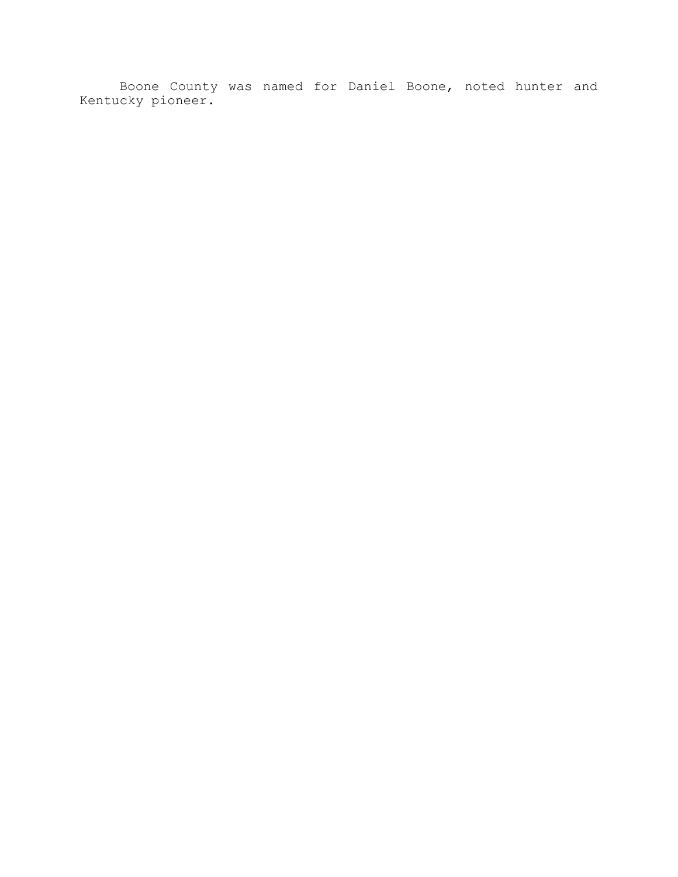Boone County was named for Daniel Boone, noted hunter and Kentucky pioneer.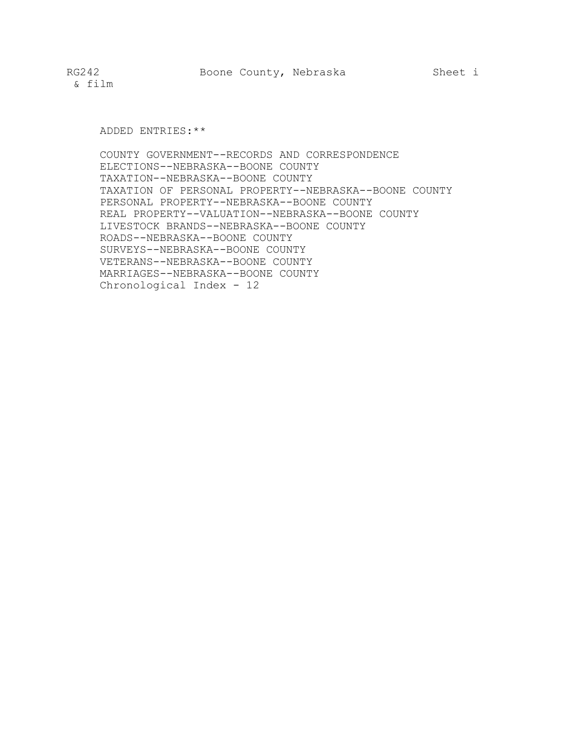ADDED ENTRIES:**

COUNTY GOVERNMENT--RECORDS AND CORRESPONDENCE
ELECTIONS--NEBRASKA--BOONE COUNTY
TAXATION--NEBRASKA--BOONE COUNTY
TAXATION OF PERSONAL PROPERTY--NEBRASKA--BOONE COUNTY
PERSONAL PROPERTY--NEBRASKA--BOONE COUNTY
REAL PROPERTY--VALUATION--NEBRASKA--BOONE COUNTY
LIVESTOCK BRANDS--NEBRASKA--BOONE COUNTY
ROADS--NEBRASKA--BOONE COUNTY
SURVEYS--NEBRASKA--BOONE COUNTY
VETERANS--NEBRASKA--BOONE COUNTY
MARRIAGES--NEBRASKA--BOONE COUNTY
Chronological Index - 12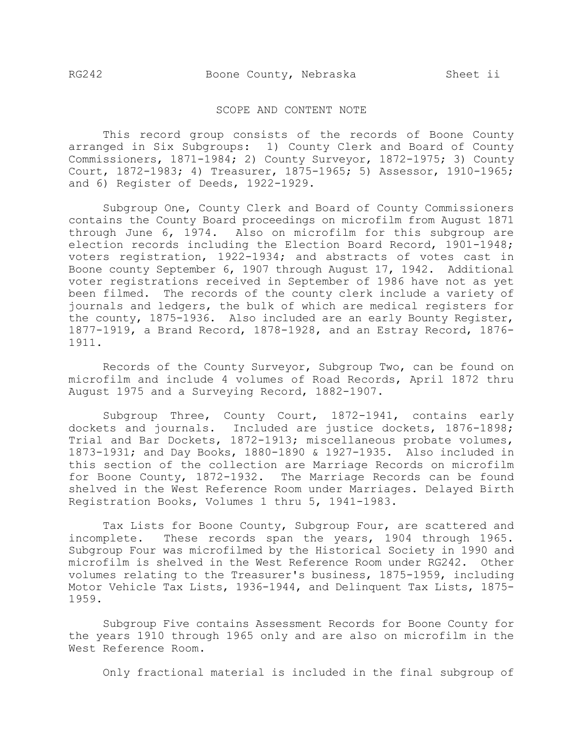## SCOPE AND CONTENT NOTE

This record group consists of the records of Boone County arranged in Six Subgroups: 1) County Clerk and Board of County Commissioners, 1871-1984; 2) County Surveyor, 1872-1975; 3) County Court, 1872-1983; 4) Treasurer, 1875-1965; 5) Assessor, 1910-1965; and 6) Register of Deeds, 1922-1929.

Subgroup One, County Clerk and Board of County Commissioners contains the County Board proceedings on microfilm from August 1871 through June 6, 1974. Also on microfilm for this subgroup are election records including the Election Board Record, 1901-1948; voters registration, 1922-1934; and abstracts of votes cast in Boone county September 6, 1907 through August 17, 1942. Additional voter registrations received in September of 1986 have not as yet been filmed. The records of the county clerk include a variety of journals and ledgers, the bulk of which are medical registers for the county, 1875-1936. Also included are an early Bounty Register, 1877-1919, a Brand Record, 1878-1928, and an Estray Record, 1876-1911.

Records of the County Surveyor, Subgroup Two, can be found on microfilm and include 4 volumes of Road Records, April 1872 thru August 1975 and a Surveying Record, 1882-1907.

Subgroup Three, County Court, 1872-1941, contains early dockets and journals. Included are justice dockets, 1876-1898; Trial and Bar Dockets, 1872-1913; miscellaneous probate volumes, 1873-1931; and Day Books, 1880-1890 & 1927-1935. Also included in this section of the collection are Marriage Records on microfilm for Boone County, 1872-1932. The Marriage Records can be found shelved in the West Reference Room under Marriages. Delayed Birth Registration Books, Volumes 1 thru 5, 1941-1983.

Tax Lists for Boone County, Subgroup Four, are scattered and incomplete. These records span the years, 1904 through 1965. Subgroup Four was microfilmed by the Historical Society in 1990 and microfilm is shelved in the West Reference Room under RG242. Other volumes relating to the Treasurer's business, 1875-1959, including Motor Vehicle Tax Lists, 1936-1944, and Delinquent Tax Lists, 1875-1959.

Subgroup Five contains Assessment Records for Boone County for the years 1910 through 1965 only and are also on microfilm in the West Reference Room.

Only fractional material is included in the final subgroup of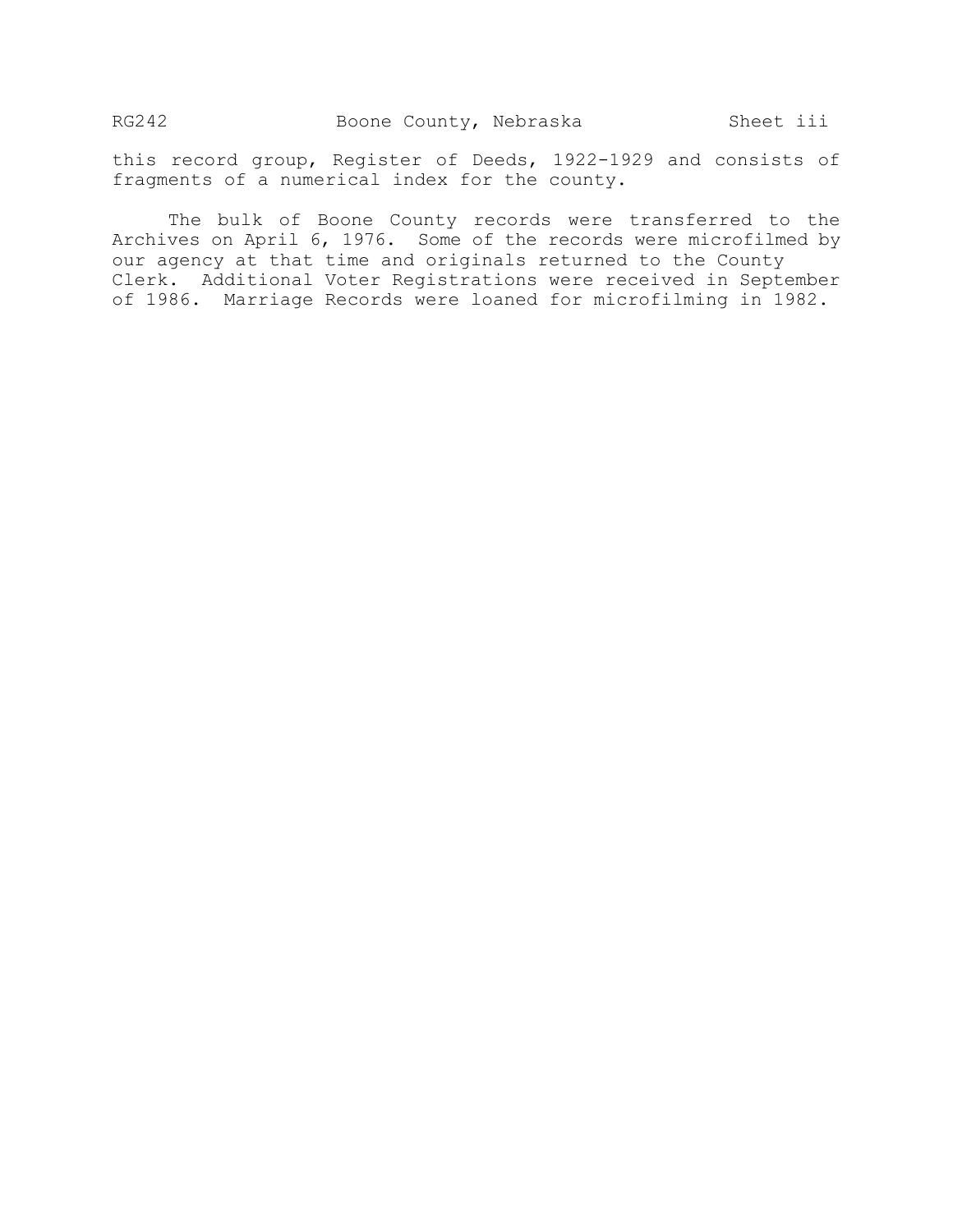this record group, Register of Deeds, 1922-1929 and consists of fragments of a numerical index for the county.

The bulk of Boone County records were transferred to the Archives on April 6, 1976. Some of the records were microfilmed by our agency at that time and originals returned to the County Clerk. Additional Voter Registrations were received in September of 1986. Marriage Records were loaned for microfilming in 1982.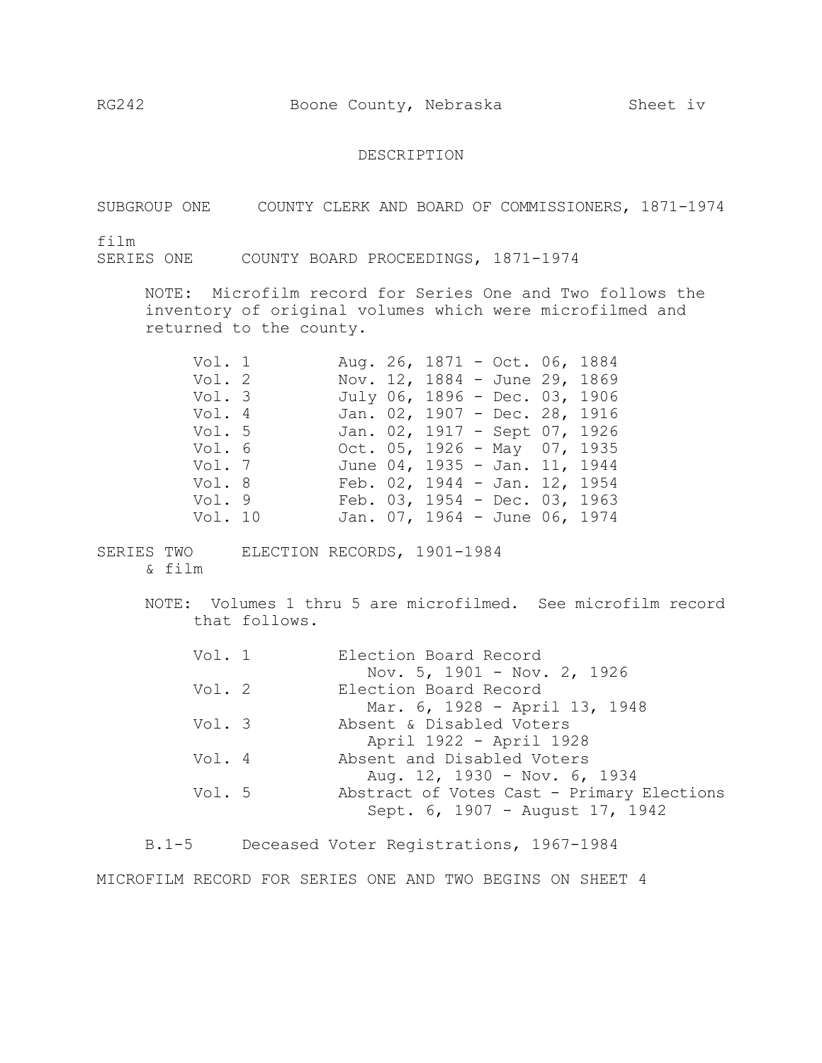# DESCRIPTION

## SUBGROUP ONE COUNTY CLERK AND BOARD OF COMMISSIONERS, 1871-1974

film
### SERIES ONE COUNTY BOARD PROCEEDINGS, 1871-1974

NOTE: Microfilm record for Series One and Two follows the inventory of original volumes which were microfilmed and returned to the county.

| | |
|---|---|
| Vol. 1 | Aug. 26, 1871 - Oct. 06, 1884 |
| Vol. 2 | Nov. 12, 1884 - June 29, 1869 |
| Vol. 3 | July 06, 1896 - Dec. 03, 1906 |
| Vol. 4 | Jan. 02, 1907 - Dec. 28, 1916 |
| Vol. 5 | Jan. 02, 1917 - Sept 07, 1926 |
| Vol. 6 | Oct. 05, 1926 - May 07, 1935 |
| Vol. 7 | June 04, 1935 - Jan. 11, 1944 |
| Vol. 8 | Feb. 02, 1944 - Jan. 12, 1954 |
| Vol. 9 | Feb. 03, 1954 - Dec. 03, 1963 |
| Vol. 10 | Jan. 07, 1964 - June 06, 1974 |

### SERIES TWO ELECTION RECORDS, 1901-1984
& film

NOTE: Volumes 1 thru 5 are microfilmed. See microfilm record that follows.

| | |
|---|---|
| Vol. 1 | Election Board Record<br>Nov. 5, 1901 - Nov. 2, 1926 |
| Vol. 2 | Election Board Record<br>Mar. 6, 1928 - April 13, 1948 |
| Vol. 3 | Absent & Disabled Voters<br>April 1922 - April 1928 |
| Vol. 4 | Absent and Disabled Voters<br>Aug. 12, 1930 - Nov. 6, 1934 |
| Vol. 5 | Abstract of Votes Cast - Primary Elections<br>Sept. 6, 1907 - August 17, 1942 |

B.1-5 Deceased Voter Registrations, 1967-1984

MICROFILM RECORD FOR SERIES ONE AND TWO BEGINS ON SHEET 4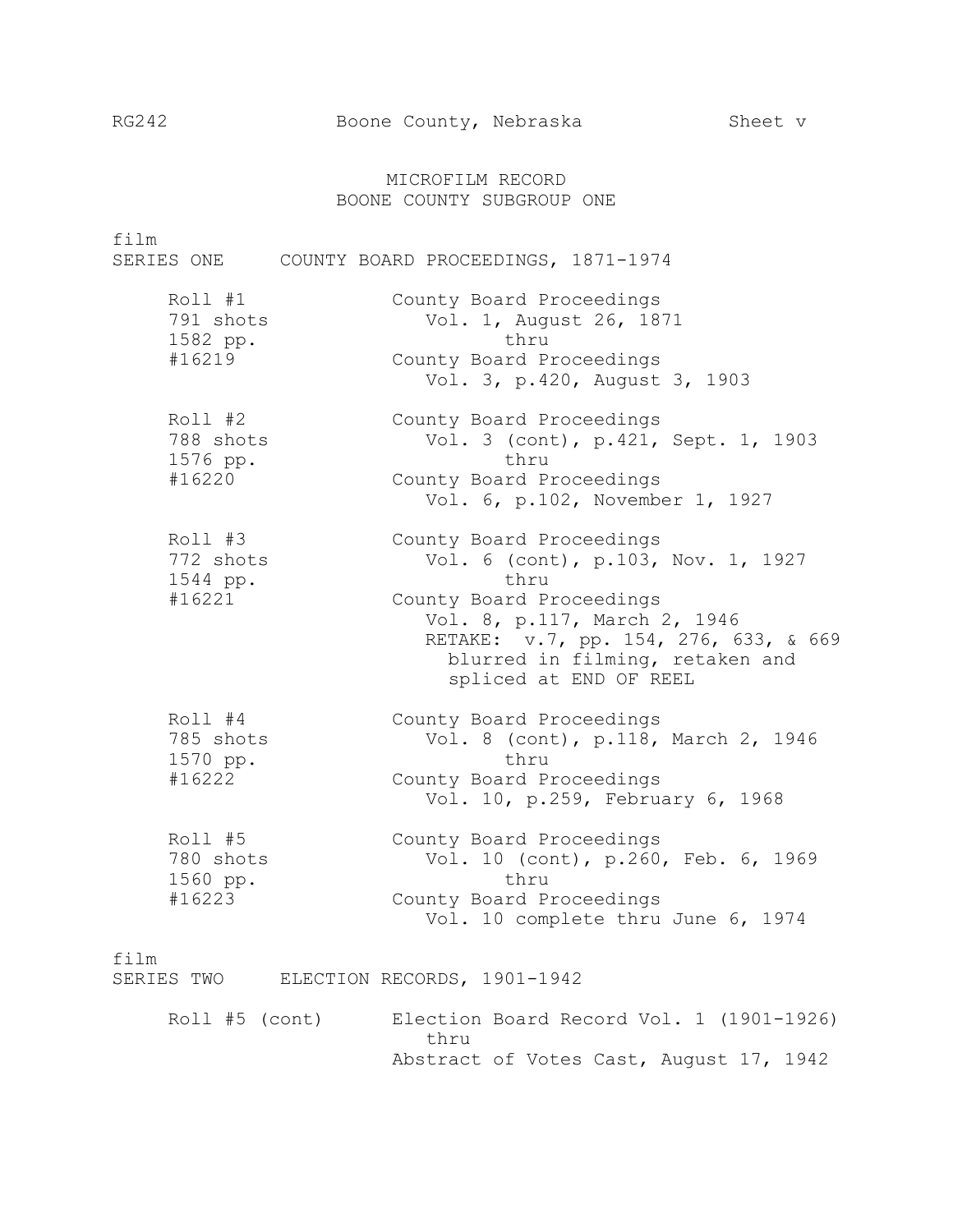# MICROFILM RECORD
## BOONE COUNTY SUBGROUP ONE

film
**SERIES ONE COUNTY BOARD PROCEEDINGS, 1871-1974**

| Roll | Contents |
|---|---|
| Roll #1<br>791 shots<br>1582 pp.<br>#16219 | County Board Proceedings<br>Vol. 1, August 26, 1871<br>thru<br>County Board Proceedings<br>Vol. 3, p.420, August 3, 1903 |
| Roll #2<br>788 shots<br>1576 pp.<br>#16220 | County Board Proceedings<br>Vol. 3 (cont), p.421, Sept. 1, 1903<br>thru<br>County Board Proceedings<br>Vol. 6, p.102, November 1, 1927 |
| Roll #3<br>772 shots<br>1544 pp.<br>#16221 | County Board Proceedings<br>Vol. 6 (cont), p.103, Nov. 1, 1927<br>thru<br>County Board Proceedings<br>Vol. 8, p.117, March 2, 1946<br>RETAKE: v.7, pp. 154, 276, 633, & 669 blurred in filming, retaken and spliced at END OF REEL |
| Roll #4<br>785 shots<br>1570 pp.<br>#16222 | County Board Proceedings<br>Vol. 8 (cont), p.118, March 2, 1946<br>thru<br>County Board Proceedings<br>Vol. 10, p.259, February 6, 1968 |
| Roll #5<br>780 shots<br>1560 pp.<br>#16223 | County Board Proceedings<br>Vol. 10 (cont), p.260, Feb. 6, 1969<br>thru<br>County Board Proceedings<br>Vol. 10 complete thru June 6, 1974 |

film
**SERIES TWO ELECTION RECORDS, 1901-1942**

| Roll | Contents |
|---|---|
| Roll #5 (cont) | Election Board Record Vol. 1 (1901-1926)<br>thru<br>Abstract of Votes Cast, August 17, 1942 |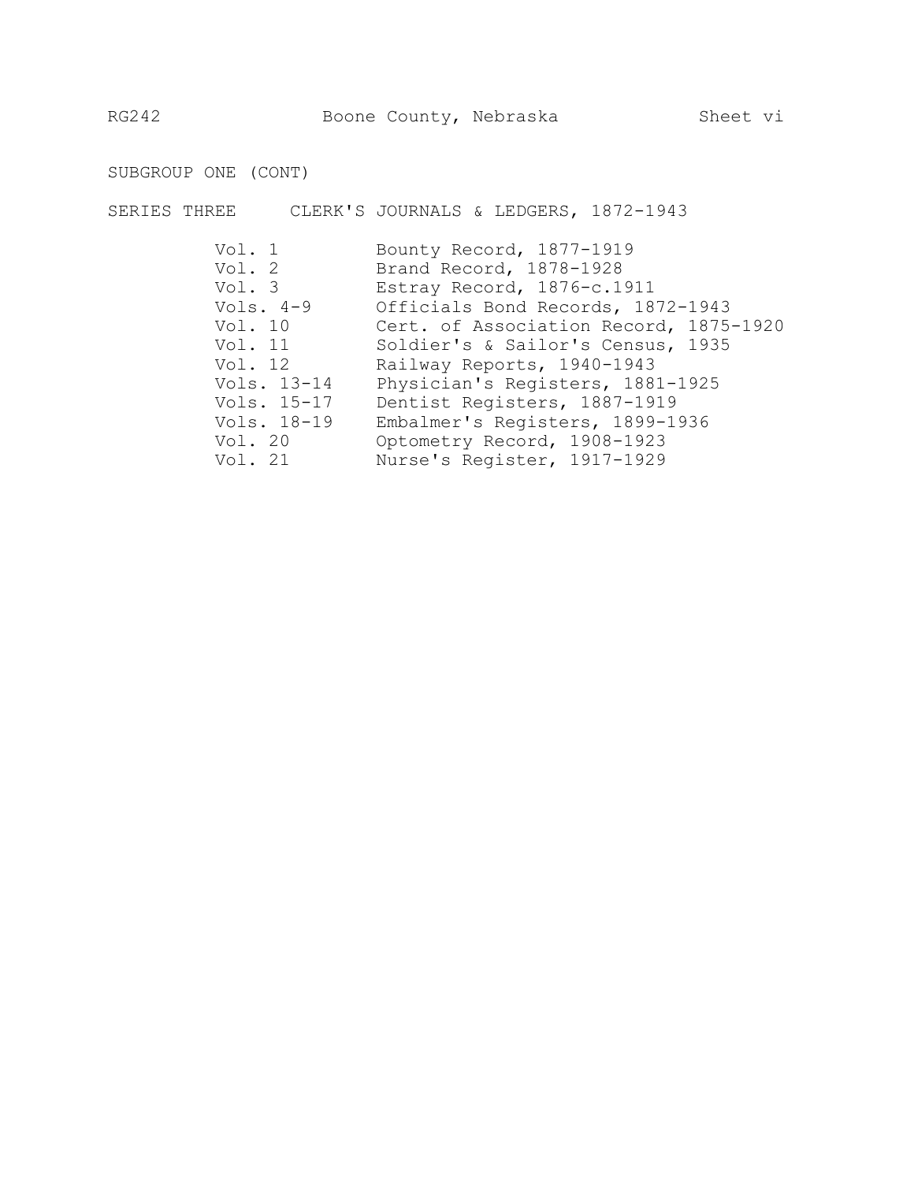SUBGROUP ONE (CONT)

SERIES THREE CLERK'S JOURNALS & LEDGERS, 1872-1943

| | |
|---|---|
| Vol. 1 | Bounty Record, 1877-1919 |
| Vol. 2 | Brand Record, 1878-1928 |
| Vol. 3 | Estray Record, 1876-c.1911 |
| Vols. 4-9 | Officials Bond Records, 1872-1943 |
| Vol. 10 | Cert. of Association Record, 1875-1920 |
| Vol. 11 | Soldier's & Sailor's Census, 1935 |
| Vol. 12 | Railway Reports, 1940-1943 |
| Vols. 13-14 | Physician's Registers, 1881-1925 |
| Vols. 15-17 | Dentist Registers, 1887-1919 |
| Vols. 18-19 | Embalmer's Registers, 1899-1936 |
| Vol. 20 | Optometry Record, 1908-1923 |
| Vol. 21 | Nurse's Register, 1917-1929 |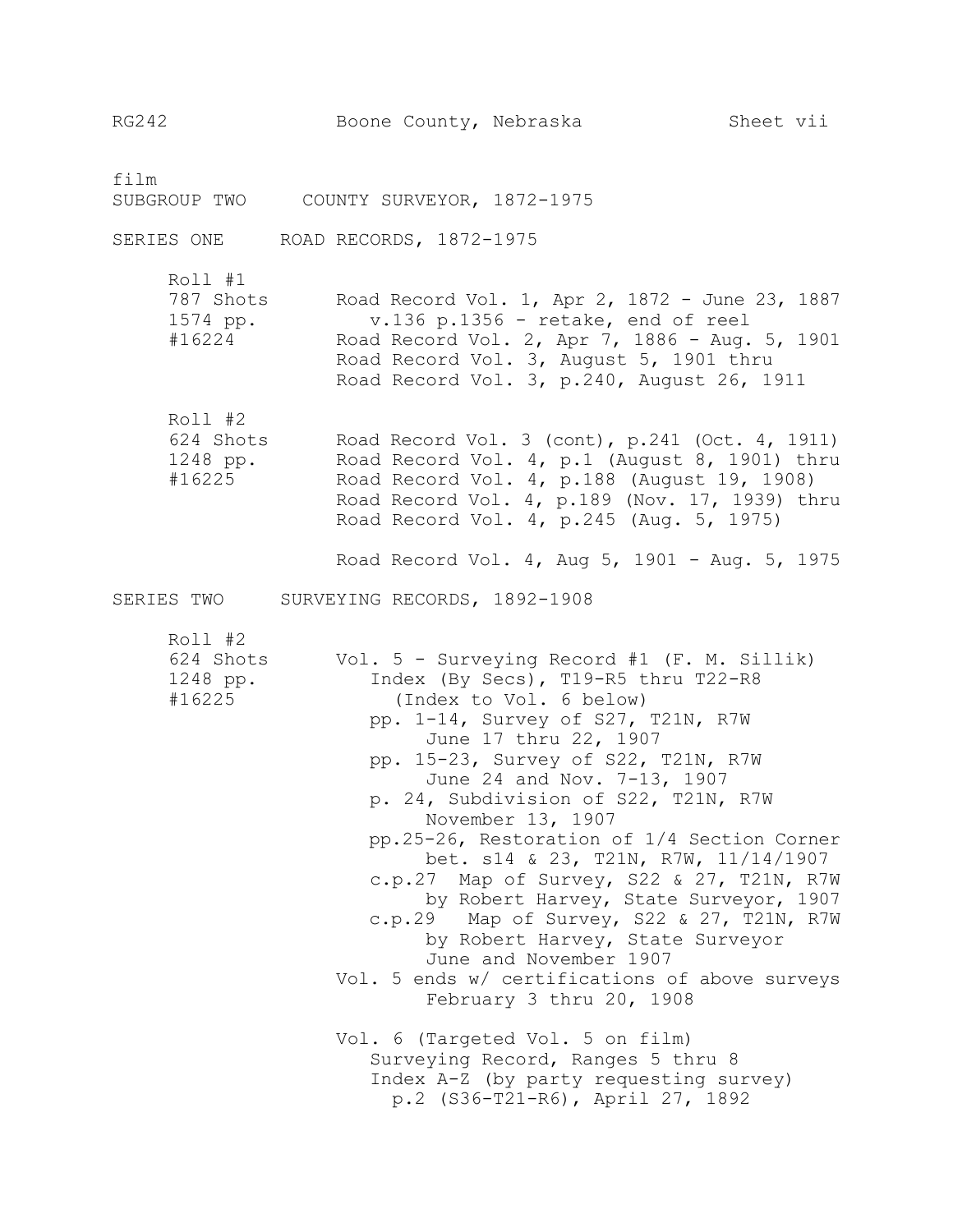film

SUBGROUP TWO COUNTY SURVEYOR, 1872-1975

SERIES ONE ROAD RECORDS, 1872-1975

| | |
|---|---|
| Roll #1<br>787 Shots<br>1574 pp.<br>#16224 | Road Record Vol. 1, Apr 2, 1872 - June 23, 1887<br>v.136 p.1356 - retake, end of reel<br>Road Record Vol. 2, Apr 7, 1886 - Aug. 5, 1901<br>Road Record Vol. 3, August 5, 1901 thru<br>Road Record Vol. 3, p.240, August 26, 1911 |
| Roll #2<br>624 Shots<br>1248 pp.<br>#16225 | Road Record Vol. 3 (cont), p.241 (Oct. 4, 1911)<br>Road Record Vol. 4, p.1 (August 8, 1901) thru<br>Road Record Vol. 4, p.188 (August 19, 1908)<br>Road Record Vol. 4, p.189 (Nov. 17, 1939) thru<br>Road Record Vol. 4, p.245 (Aug. 5, 1975)<br><br>Road Record Vol. 4, Aug 5, 1901 - Aug. 5, 1975 |

SERIES TWO SURVEYING RECORDS, 1892-1908

| | |
|---|---|
| Roll #2<br>624 Shots<br>1248 pp.<br>#16225 | Vol. 5 - Surveying Record #1 (F. M. Sillik)<br>Index (By Secs), T19-R5 thru T22-R8<br>(Index to Vol. 6 below)<br>pp. 1-14, Survey of S27, T21N, R7W<br>June 17 thru 22, 1907<br>pp. 15-23, Survey of S22, T21N, R7W<br>June 24 and Nov. 7-13, 1907<br>p. 24, Subdivision of S22, T21N, R7W<br>November 13, 1907<br>pp.25-26, Restoration of 1/4 Section Corner<br>bet. s14 & 23, T21N, R7W, 11/14/1907<br>c.p.27 Map of Survey, S22 & 27, T21N, R7W<br>by Robert Harvey, State Surveyor, 1907<br>c.p.29 Map of Survey, S22 & 27, T21N, R7W<br>by Robert Harvey, State Surveyor<br>June and November 1907<br>Vol. 5 ends w/ certifications of above surveys<br>February 3 thru 20, 1908<br><br>Vol. 6 (Targeted Vol. 5 on film)<br>Surveying Record, Ranges 5 thru 8<br>Index A-Z (by party requesting survey)<br>p.2 (S36-T21-R6), April 27, 1892 |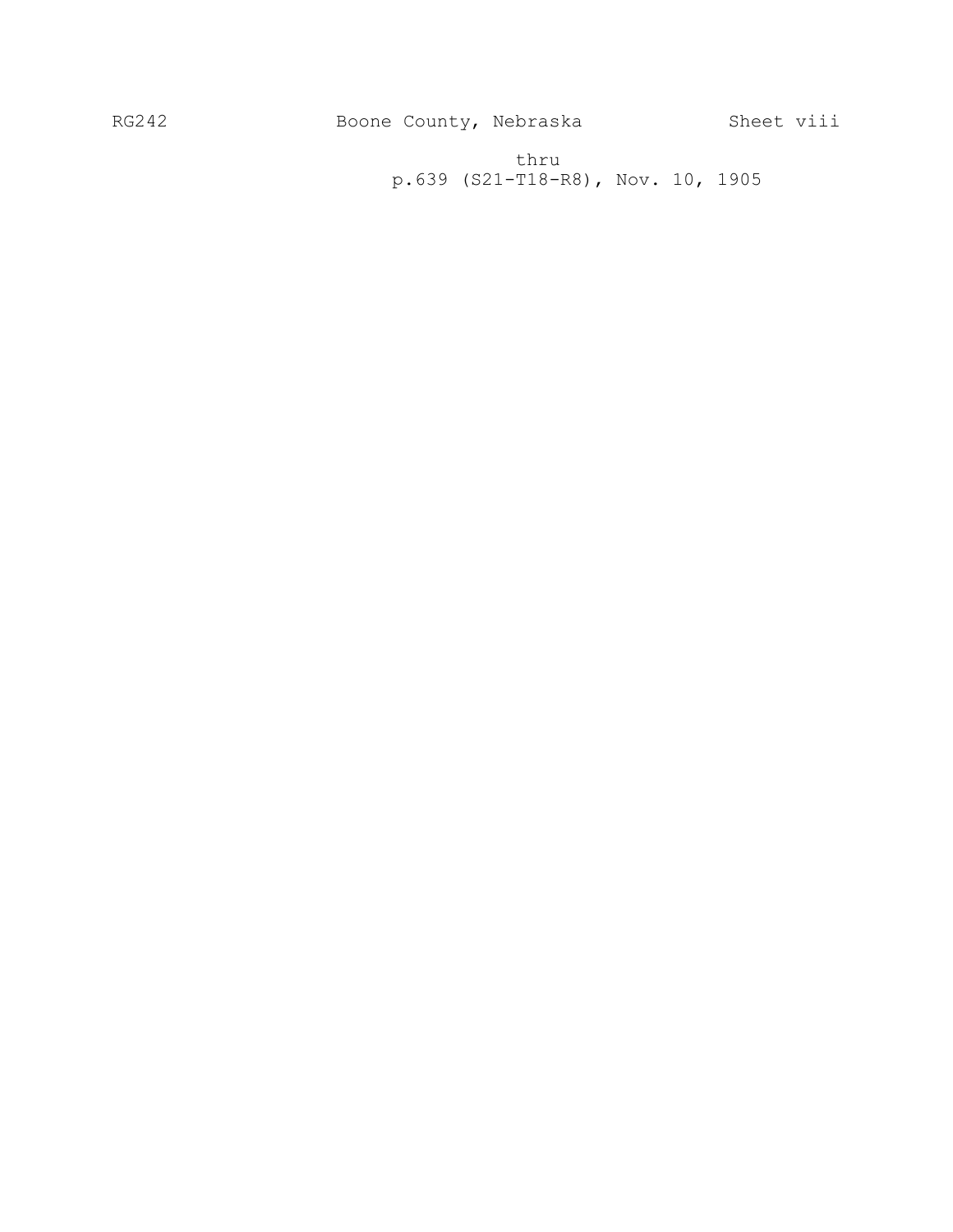thru
p.639 (S21-T18-R8), Nov. 10, 1905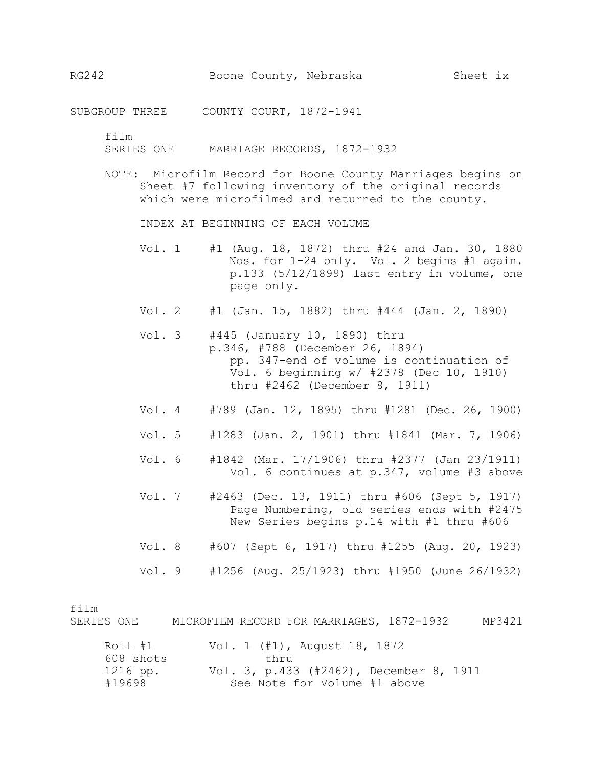SUBGROUP THREE COUNTY COURT, 1872-1941

film
SERIES ONE MARRIAGE RECORDS, 1872-1932

NOTE: Microfilm Record for Boone County Marriages begins on Sheet #7 following inventory of the original records which were microfilmed and returned to the county.

INDEX AT BEGINNING OF EACH VOLUME

- Vol. 1 — #1 (Aug. 18, 1872) thru #24 and Jan. 30, 1880
  Nos. for 1-24 only. Vol. 2 begins #1 again.
  p.133 (5/12/1899) last entry in volume, one page only.

- Vol. 2 — #1 (Jan. 15, 1882) thru #444 (Jan. 2, 1890)

- Vol. 3 — #445 (January 10, 1890) thru
  p.346, #788 (December 26, 1894)
  pp. 347-end of volume is continuation of Vol. 6 beginning w/ #2378 (Dec 10, 1910) thru #2462 (December 8, 1911)

- Vol. 4 — #789 (Jan. 12, 1895) thru #1281 (Dec. 26, 1900)

- Vol. 5 — #1283 (Jan. 2, 1901) thru #1841 (Mar. 7, 1906)

- Vol. 6 — #1842 (Mar. 17/1906) thru #2377 (Jan 23/1911)
  Vol. 6 continues at p.347, volume #3 above

- Vol. 7 — #2463 (Dec. 13, 1911) thru #606 (Sept 5, 1917)
  Page Numbering, old series ends with #2475
  New Series begins p.14 with #1 thru #606

- Vol. 8 — #607 (Sept 6, 1917) thru #1255 (Aug. 20, 1923)

- Vol. 9 — #1256 (Aug. 25/1923) thru #1950 (June 26/1932)

film
SERIES ONE MICROFILM RECORD FOR MARRIAGES, 1872-1932 MP3421

Roll #1
608 shots
1216 pp.
#19698

Vol. 1 (#1), August 18, 1872
thru
Vol. 3, p.433 (#2462), December 8, 1911
See Note for Volume #1 above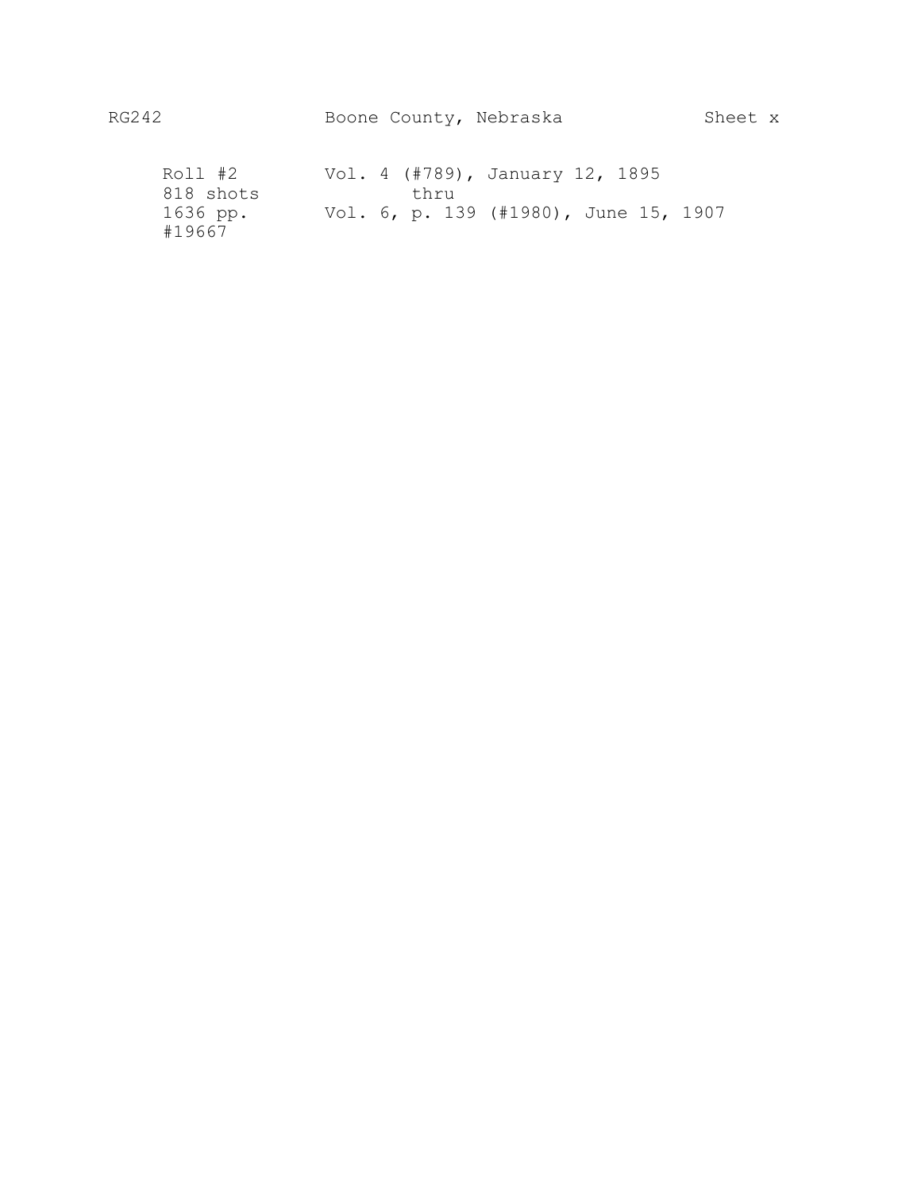RG242 Boone County, Nebraska Sheet x

| | |
|---|---|
| Roll #2 | Vol. 4 (#789), January 12, 1895 |
| 818 shots | thru |
| 1636 pp. | Vol. 6, p. 139 (#1980), June 15, 1907 |
| #19667 | |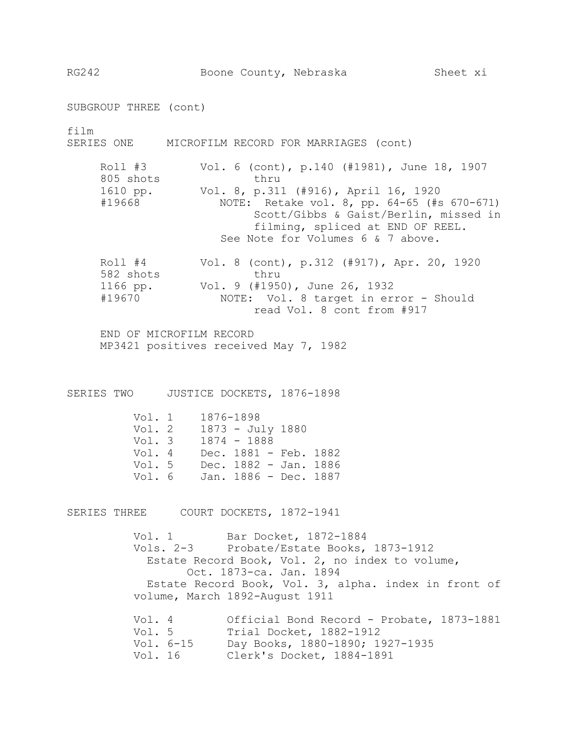SUBGROUP THREE (cont)

film
SERIES ONE MICROFILM RECORD FOR MARRIAGES (cont)

Roll #3
805 shots
1610 pp.
#19668

Vol. 6 (cont), p.140 (#1981), June 18, 1907
thru
Vol. 8, p.311 (#916), April 16, 1920
NOTE: Retake vol. 8, pp. 64-65 (#s 670-671) Scott/Gibbs & Gaist/Berlin, missed in filming, spliced at END OF REEL.
See Note for Volumes 6 & 7 above.

Roll #4
582 shots
1166 pp.
#19670

Vol. 8 (cont), p.312 (#917), Apr. 20, 1920
thru
Vol. 9 (#1950), June 26, 1932
NOTE: Vol. 8 target in error - Should read Vol. 8 cont from #917

END OF MICROFILM RECORD
MP3421 positives received May 7, 1982

SERIES TWO JUSTICE DOCKETS, 1876-1898

| | |
|---|---|
| Vol. 1 | 1876-1898 |
| Vol. 2 | 1873 - July 1880 |
| Vol. 3 | 1874 - 1888 |
| Vol. 4 | Dec. 1881 - Feb. 1882 |
| Vol. 5 | Dec. 1882 - Jan. 1886 |
| Vol. 6 | Jan. 1886 - Dec. 1887 |

SERIES THREE COURT DOCKETS, 1872-1941

Vol. 1 Bar Docket, 1872-1884
Vols. 2-3 Probate/Estate Books, 1873-1912
Estate Record Book, Vol. 2, no index to volume, Oct. 1873-ca. Jan. 1894
Estate Record Book, Vol. 3, alpha. index in front of volume, March 1892-August 1911

Vol. 4 Official Bond Record - Probate, 1873-1881
Vol. 5 Trial Docket, 1882-1912
Vol. 6-15 Day Books, 1880-1890; 1927-1935
Vol. 16 Clerk's Docket, 1884-1891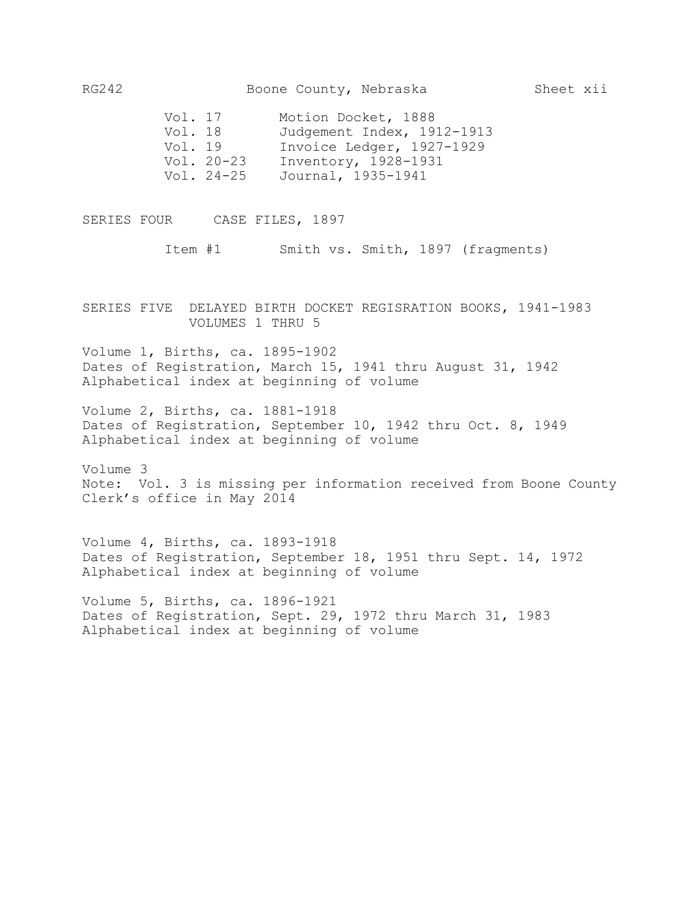| | |
|---|---|
| Vol. 17 | Motion Docket, 1888 |
| Vol. 18 | Judgement Index, 1912-1913 |
| Vol. 19 | Invoice Ledger, 1927-1929 |
| Vol. 20-23 | Inventory, 1928-1931 |
| Vol. 24-25 | Journal, 1935-1941 |

## SERIES FOUR CASE FILES, 1897

Item #1 Smith vs. Smith, 1897 (fragments)

## SERIES FIVE DELAYED BIRTH DOCKET REGISRATION BOOKS, 1941-1983 VOLUMES 1 THRU 5

Volume 1, Births, ca. 1895-1902
Dates of Registration, March 15, 1941 thru August 31, 1942
Alphabetical index at beginning of volume

Volume 2, Births, ca. 1881-1918
Dates of Registration, September 10, 1942 thru Oct. 8, 1949
Alphabetical index at beginning of volume

Volume 3
Note: Vol. 3 is missing per information received from Boone County Clerk's office in May 2014

Volume 4, Births, ca. 1893-1918
Dates of Registration, September 18, 1951 thru Sept. 14, 1972
Alphabetical index at beginning of volume

Volume 5, Births, ca. 1896-1921
Dates of Registration, Sept. 29, 1972 thru March 31, 1983
Alphabetical index at beginning of volume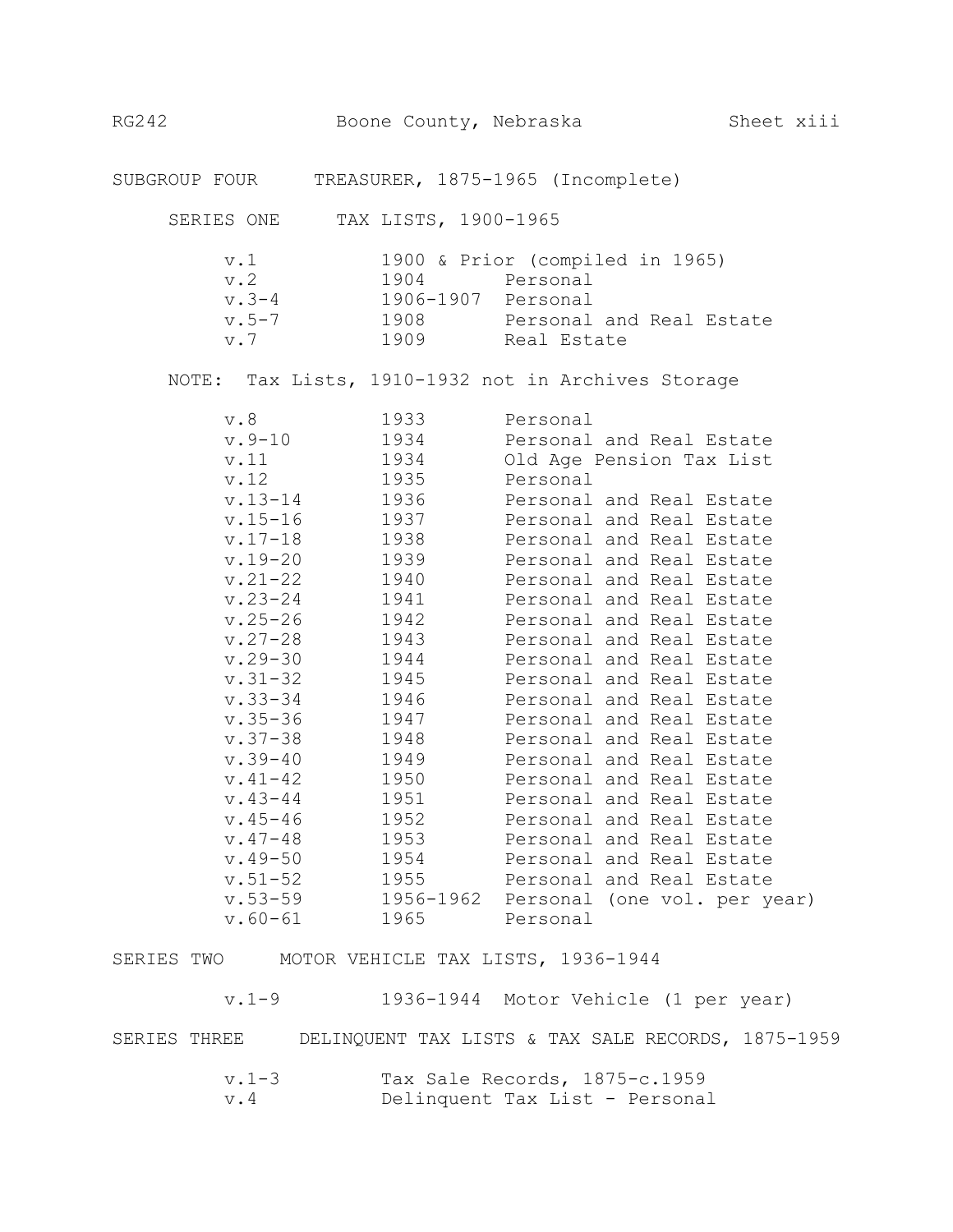## SUBGROUP FOUR — TREASURER, 1875-1965 (Incomplete)

### SERIES ONE — TAX LISTS, 1900-1965

| | | |
|---|---|---|
| v.1 | 1900 & Prior (compiled in 1965) | |
| v.2 | 1904 | Personal |
| v.3-4 | 1906-1907 | Personal |
| v.5-7 | 1908 | Personal and Real Estate |
| v.7 | 1909 | Real Estate |

NOTE: Tax Lists, 1910-1932 not in Archives Storage

| | | |
|---|---|---|
| v.8 | 1933 | Personal |
| v.9-10 | 1934 | Personal and Real Estate |
| v.11 | 1934 | Old Age Pension Tax List |
| v.12 | 1935 | Personal |
| v.13-14 | 1936 | Personal and Real Estate |
| v.15-16 | 1937 | Personal and Real Estate |
| v.17-18 | 1938 | Personal and Real Estate |
| v.19-20 | 1939 | Personal and Real Estate |
| v.21-22 | 1940 | Personal and Real Estate |
| v.23-24 | 1941 | Personal and Real Estate |
| v.25-26 | 1942 | Personal and Real Estate |
| v.27-28 | 1943 | Personal and Real Estate |
| v.29-30 | 1944 | Personal and Real Estate |
| v.31-32 | 1945 | Personal and Real Estate |
| v.33-34 | 1946 | Personal and Real Estate |
| v.35-36 | 1947 | Personal and Real Estate |
| v.37-38 | 1948 | Personal and Real Estate |
| v.39-40 | 1949 | Personal and Real Estate |
| v.41-42 | 1950 | Personal and Real Estate |
| v.43-44 | 1951 | Personal and Real Estate |
| v.45-46 | 1952 | Personal and Real Estate |
| v.47-48 | 1953 | Personal and Real Estate |
| v.49-50 | 1954 | Personal and Real Estate |
| v.51-52 | 1955 | Personal and Real Estate |
| v.53-59 | 1956-1962 | Personal (one vol. per year) |
| v.60-61 | 1965 | Personal |

### SERIES TWO — MOTOR VEHICLE TAX LISTS, 1936-1944

| | | |
|---|---|---|
| v.1-9 | 1936-1944 | Motor Vehicle (1 per year) |

### SERIES THREE — DELINQUENT TAX LISTS & TAX SALE RECORDS, 1875-1959

| | |
|---|---|
| v.1-3 | Tax Sale Records, 1875-c.1959 |
| v.4 | Delinquent Tax List - Personal |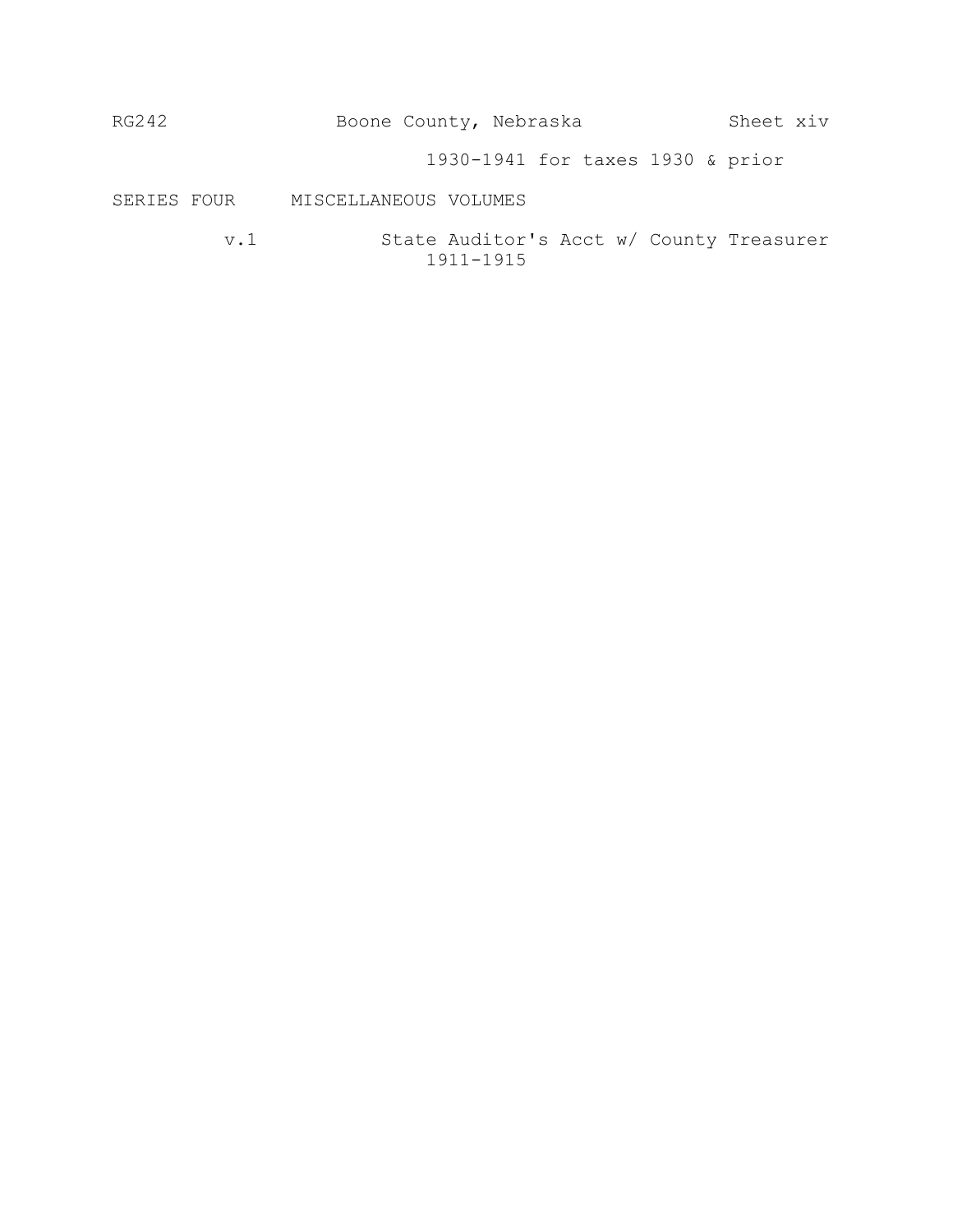1930-1941 for taxes 1930 & prior

SERIES FOUR MISCELLANEOUS VOLUMES

v.1 State Auditor's Acct w/ County Treasurer 1911-1915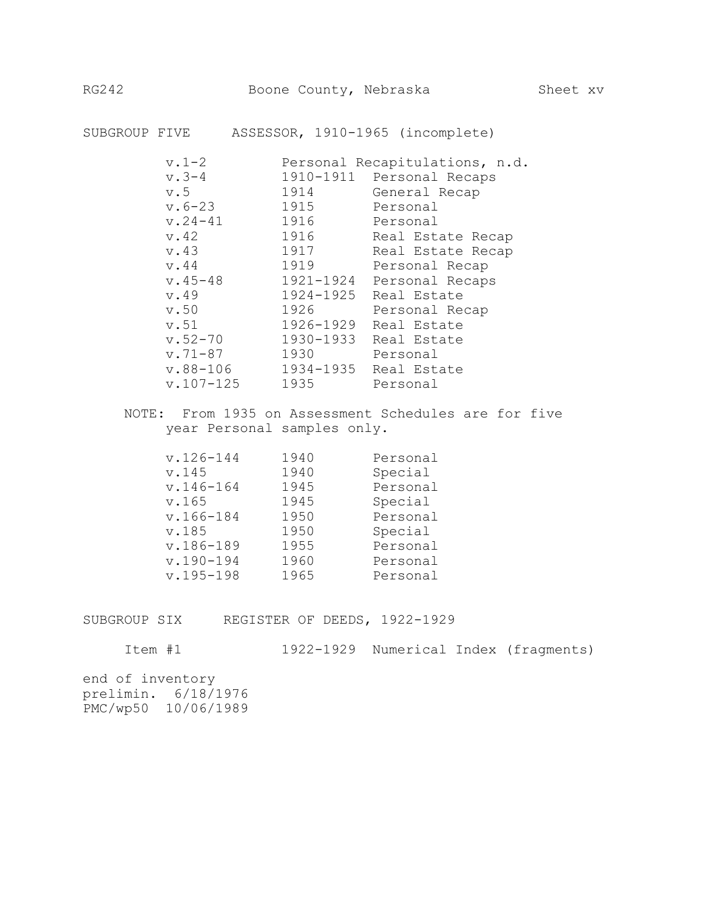## SUBGROUP FIVE ASSESSOR, 1910-1965 (incomplete)

| | | |
|---|---|---|
| v.1-2 | Personal Recapitulations, n.d. | |
| v.3-4 | 1910-1911 | Personal Recaps |
| v.5 | 1914 | General Recap |
| v.6-23 | 1915 | Personal |
| v.24-41 | 1916 | Personal |
| v.42 | 1916 | Real Estate Recap |
| v.43 | 1917 | Real Estate Recap |
| v.44 | 1919 | Personal Recap |
| v.45-48 | 1921-1924 | Personal Recaps |
| v.49 | 1924-1925 | Real Estate |
| v.50 | 1926 | Personal Recap |
| v.51 | 1926-1929 | Real Estate |
| v.52-70 | 1930-1933 | Real Estate |
| v.71-87 | 1930 | Personal |
| v.88-106 | 1934-1935 | Real Estate |
| v.107-125 | 1935 | Personal |

NOTE: From 1935 on Assessment Schedules are for five year Personal samples only.

| | | |
|---|---|---|
| v.126-144 | 1940 | Personal |
| v.145 | 1940 | Special |
| v.146-164 | 1945 | Personal |
| v.165 | 1945 | Special |
| v.166-184 | 1950 | Personal |
| v.185 | 1950 | Special |
| v.186-189 | 1955 | Personal |
| v.190-194 | 1960 | Personal |
| v.195-198 | 1965 | Personal |

## SUBGROUP SIX REGISTER OF DEEDS, 1922-1929

| | | |
|---|---|---|
| Item #1 | 1922-1929 | Numerical Index (fragments) |

end of inventory
prelimin. 6/18/1976
PMC/wp50 10/06/1989